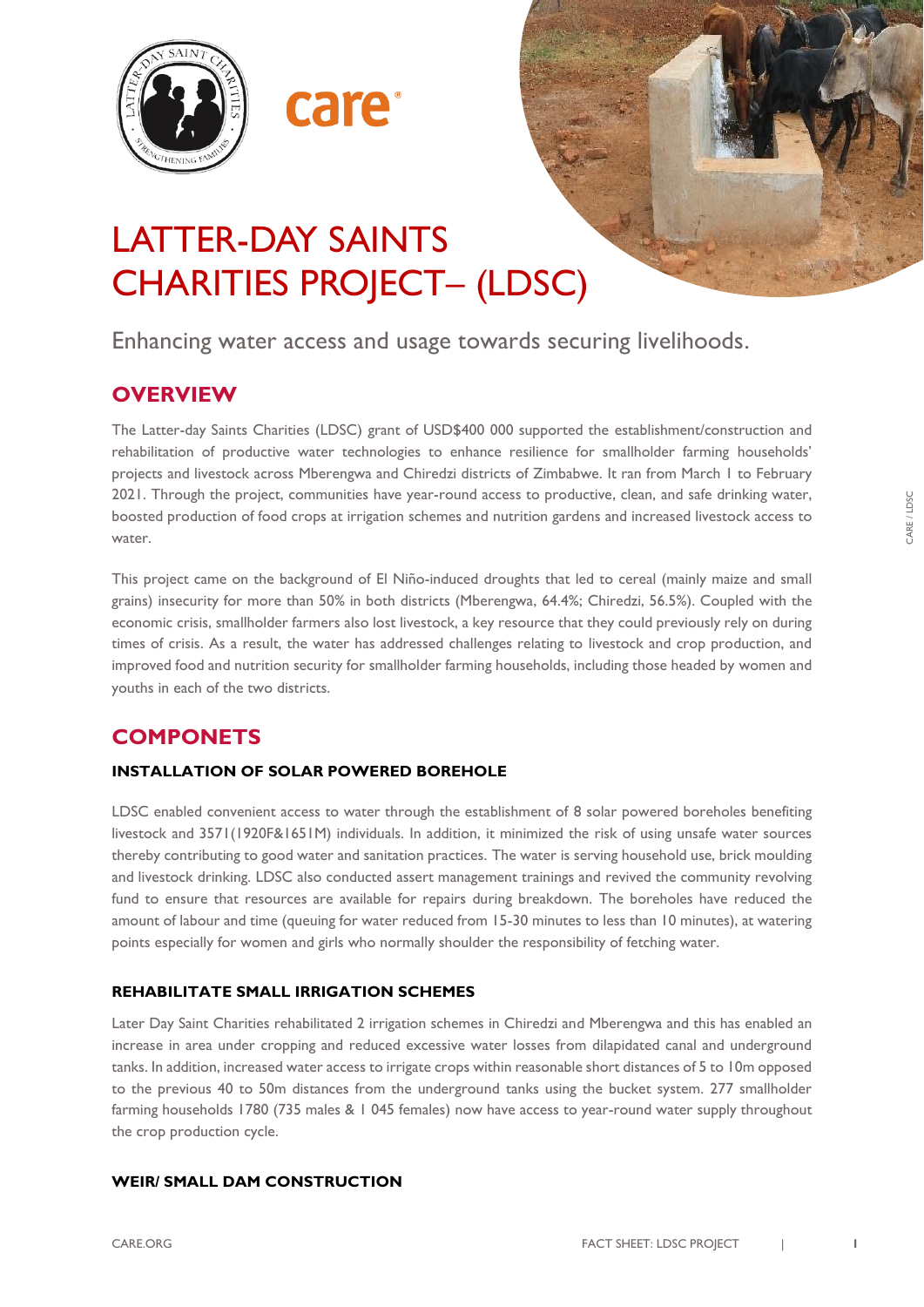# LATTER-DAY SAINTS CHARITIES PROJECT– (LDSC)

Enhancing water access and usage towards securing livelihoods.

## OVERVIEW

The Latter-day Saints Charities (LDSC) grant of USD$400 000 supported the establishment/construction and rehabilitation of productive water technologies to enhance resilience for smallholder farming households' projects and livestock across Mberengwa and Chiredzi districts of Zimbabwe. It ran from March 1 to February 2021. Through the project, communities have year-round access to productive, clean, and safe drinking water, boosted production of food crops at irrigation schemes and nutrition gardens and increased livestock access to water.

This project came on the background of El Niño-induced droughts that led to cereal (mainly maize and small grains) insecurity for more than 50% in both districts (Mberengwa, 64.4%; Chiredzi, 56.5%). Coupled with the economic crisis, smallholder farmers also lost livestock, a key resource that they could previously rely on during times of crisis. As a result, the water has addressed challenges relating to livestock and crop production, and improved food and nutrition security for smallholder farming households, including those headed by women and youths in each of the two districts.

## COMPONETS

### INSTALLATION OF SOLAR POWERED BOREHOLE

LDSC enabled convenient access to water through the establishment of 8 solar powered boreholes benefiting livestock and 3571(1920F&1651M) individuals. In addition, it minimized the risk of using unsafe water sources thereby contributing to good water and sanitation practices. The water is serving household use, brick moulding and livestock drinking. LDSC also conducted assert management trainings and revived the community revolving fund to ensure that resources are available for repairs during breakdown. The boreholes have reduced the amount of labour and time (queuing for water reduced from 15-30 minutes to less than 10 minutes), at watering points especially for women and girls who normally shoulder the responsibility of fetching water.

### REHABILITATE SMALL IRRIGATION SCHEMES

Later Day Saint Charities rehabilitated 2 irrigation schemes in Chiredzi and Mberengwa and this has enabled an increase in area under cropping and reduced excessive water losses from dilapidated canal and underground tanks. In addition, increased water access to irrigate crops within reasonable short distances of 5 to 10m opposed to the previous 40 to 50m distances from the underground tanks using the bucket system. 277 smallholder farming households 1780 (735 males & 1 045 females) now have access to year-round water supply throughout the crop production cycle.

### WEIR/ SMALL DAM CONSTRUCTION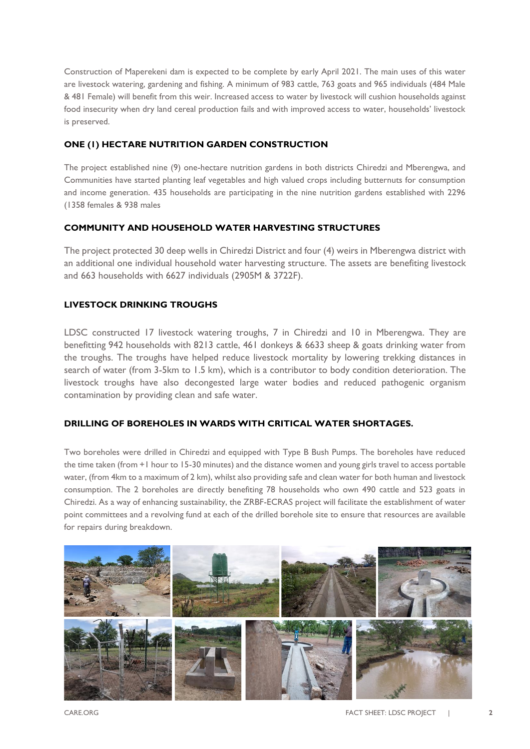Construction of Maperekeni dam is expected to be complete by early April 2021. The main uses of this water are livestock watering, gardening and fishing. A minimum of 983 cattle, 763 goats and 965 individuals (484 Male & 481 Female) will benefit from this weir. Increased access to water by livestock will cushion households against food insecurity when dry land cereal production fails and with improved access to water, households' livestock is preserved.

## ONE (1) HECTARE NUTRITION GARDEN CONSTRUCTION

The project established nine (9) one-hectare nutrition gardens in both districts Chiredzi and Mberengwa, and Communities have started planting leaf vegetables and high valued crops including butternuts for consumption and income generation. 435 households are participating in the nine nutrition gardens established with 2296 (1358 females & 938 males

## COMMUNITY AND HOUSEHOLD WATER HARVESTING STRUCTURES

The project protected 30 deep wells in Chiredzi District and four (4) weirs in Mberengwa district with an additional one individual household water harvesting structure. The assets are benefiting livestock and 663 households with 6627 individuals (2905M & 3722F).

## LIVESTOCK DRINKING TROUGHS

LDSC constructed 17 livestock watering troughs, 7 in Chiredzi and 10 in Mberengwa. They are benefitting 942 households with 8213 cattle, 461 donkeys & 6633 sheep & goats drinking water from the troughs. The troughs have helped reduce livestock mortality by lowering trekking distances in search of water (from 3-5km to 1.5 km), which is a contributor to body condition deterioration. The livestock troughs have also decongested large water bodies and reduced pathogenic organism contamination by providing clean and safe water.

## DRILLING OF BOREHOLES IN WARDS WITH CRITICAL WATER SHORTAGES.

Two boreholes were drilled in Chiredzi and equipped with Type B Bush Pumps. The boreholes have reduced the time taken (from +1 hour to 15-30 minutes) and the distance women and young girls travel to access portable water, (from 4km to a maximum of 2 km), whilst also providing safe and clean water for both human and livestock consumption. The 2 boreholes are directly benefiting 78 households who own 490 cattle and 523 goats in Chiredzi. As a way of enhancing sustainability, the ZRBF-ECRAS project will facilitate the establishment of water point committees and a revolving fund at each of the drilled borehole site to ensure that resources are available for repairs during breakdown.